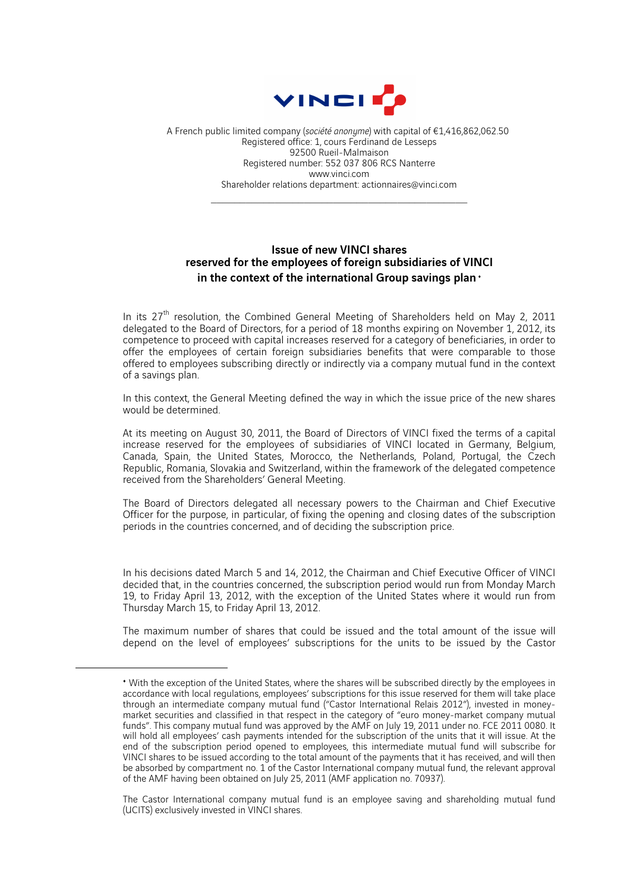A French public limited company (*société anonyme*) with capital of €1,416,862,062.50
Registered office: 1, cours Ferdinand de Lesseps
92500 Rueil-Malmaison
Registered number: 552 037 806 RCS Nanterre
www.vinci.com
Shareholder relations department: actionnaires@vinci.com

## Issue of new VINCI shares reserved for the employees of foreign subsidiaries of VINCI in the context of the international Group savings plan*

In its 27th resolution, the Combined General Meeting of Shareholders held on May 2, 2011 delegated to the Board of Directors, for a period of 18 months expiring on November 1, 2012, its competence to proceed with capital increases reserved for a category of beneficiaries, in order to offer the employees of certain foreign subsidiaries benefits that were comparable to those offered to employees subscribing directly or indirectly via a company mutual fund in the context of a savings plan.

In this context, the General Meeting defined the way in which the issue price of the new shares would be determined.

At its meeting on August 30, 2011, the Board of Directors of VINCI fixed the terms of a capital increase reserved for the employees of subsidiaries of VINCI located in Germany, Belgium, Canada, Spain, the United States, Morocco, the Netherlands, Poland, Portugal, the Czech Republic, Romania, Slovakia and Switzerland, within the framework of the delegated competence received from the Shareholders' General Meeting.

The Board of Directors delegated all necessary powers to the Chairman and Chief Executive Officer for the purpose, in particular, of fixing the opening and closing dates of the subscription periods in the countries concerned, and of deciding the subscription price.

In his decisions dated March 5 and 14, 2012, the Chairman and Chief Executive Officer of VINCI decided that, in the countries concerned, the subscription period would run from Monday March 19, to Friday April 13, 2012, with the exception of the United States where it would run from Thursday March 15, to Friday April 13, 2012.

The maximum number of shares that could be issued and the total amount of the issue will depend on the level of employees' subscriptions for the units to be issued by the Castor

---

* With the exception of the United States, where the shares will be subscribed directly by the employees in accordance with local regulations, employees' subscriptions for this issue reserved for them will take place through an intermediate company mutual fund ("Castor International Relais 2012"), invested in money-market securities and classified in that respect in the category of "euro money-market company mutual funds". This company mutual fund was approved by the AMF on July 19, 2011 under no. FCE 2011 0080. It will hold all employees' cash payments intended for the subscription of the units that it will issue. At the end of the subscription period opened to employees, this intermediate mutual fund will subscribe for VINCI shares to be issued according to the total amount of the payments that it has received, and will then be absorbed by compartment no. 1 of the Castor International company mutual fund, the relevant approval of the AMF having been obtained on July 25, 2011 (AMF application no. 70937).

The Castor International company mutual fund is an employee saving and shareholding mutual fund (UCITS) exclusively invested in VINCI shares.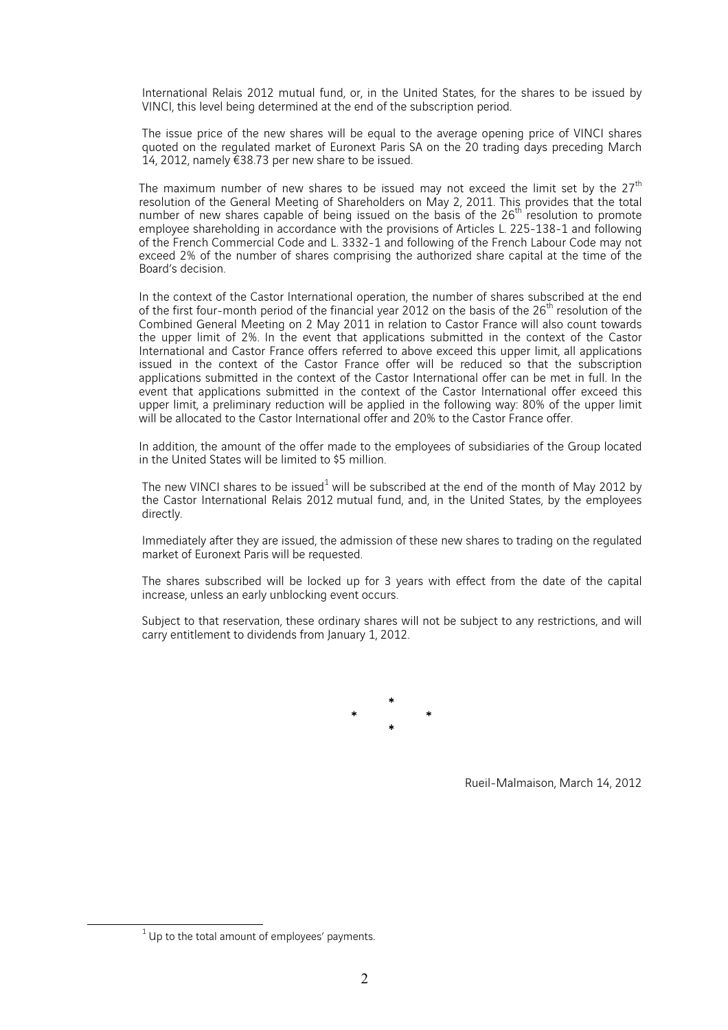International Relais 2012 mutual fund, or, in the United States, for the shares to be issued by VINCI, this level being determined at the end of the subscription period.

The issue price of the new shares will be equal to the average opening price of VINCI shares quoted on the regulated market of Euronext Paris SA on the 20 trading days preceding March 14, 2012, namely €38.73 per new share to be issued.

The maximum number of new shares to be issued may not exceed the limit set by the 27th resolution of the General Meeting of Shareholders on May 2, 2011. This provides that the total number of new shares capable of being issued on the basis of the 26th resolution to promote employee shareholding in accordance with the provisions of Articles L. 225-138-1 and following of the French Commercial Code and L. 3332-1 and following of the French Labour Code may not exceed 2% of the number of shares comprising the authorized share capital at the time of the Board's decision.

In the context of the Castor International operation, the number of shares subscribed at the end of the first four-month period of the financial year 2012 on the basis of the 26th resolution of the Combined General Meeting on 2 May 2011 in relation to Castor France will also count towards the upper limit of 2%. In the event that applications submitted in the context of the Castor International and Castor France offers referred to above exceed this upper limit, all applications issued in the context of the Castor France offer will be reduced so that the subscription applications submitted in the context of the Castor International offer can be met in full. In the event that applications submitted in the context of the Castor International offer exceed this upper limit, a preliminary reduction will be applied in the following way: 80% of the upper limit will be allocated to the Castor International offer and 20% to the Castor France offer.

In addition, the amount of the offer made to the employees of subsidiaries of the Group located in the United States will be limited to $5 million.

The new VINCI shares to be issued[1] will be subscribed at the end of the month of May 2012 by the Castor International Relais 2012 mutual fund, and, in the United States, by the employees directly.

Immediately after they are issued, the admission of these new shares to trading on the regulated market of Euronext Paris will be requested.

The shares subscribed will be locked up for 3 years with effect from the date of the capital increase, unless an early unblocking event occurs.

Subject to that reservation, these ordinary shares will not be subject to any restrictions, and will carry entitlement to dividends from January 1, 2012.

*

\* \*

*

Rueil-Malmaison, March 14, 2012

[1] Up to the total amount of employees' payments.